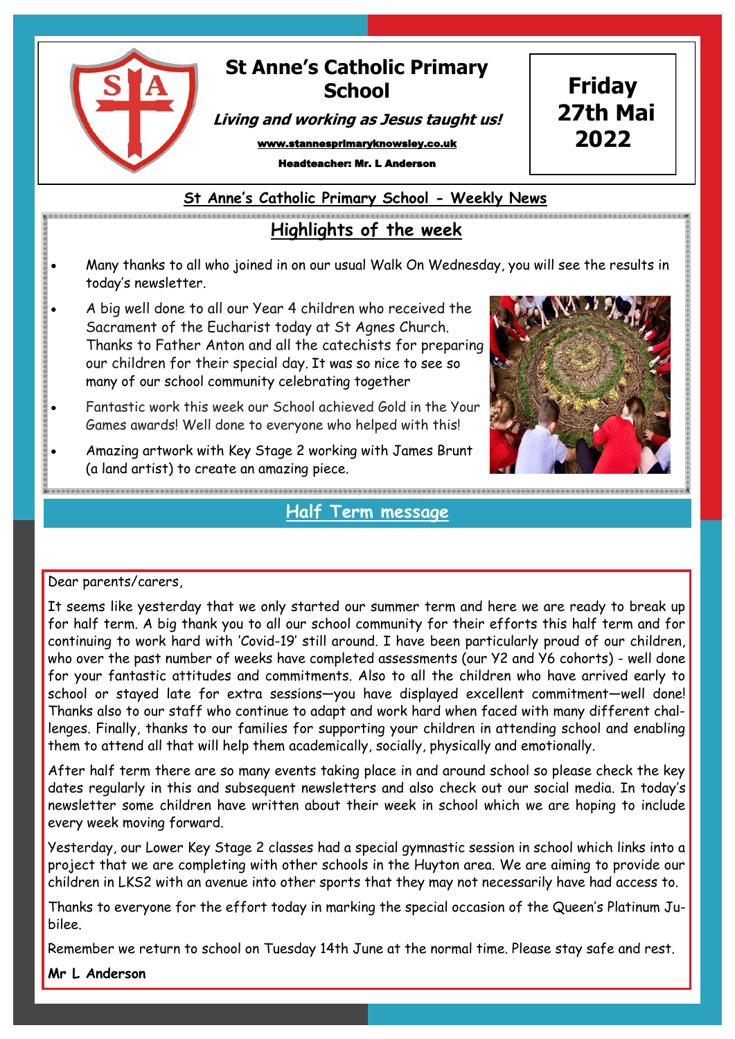# St Anne's Catholic Primary School

***Living and working as Jesus taught us!***

www.stannesprimaryknowsley.co.uk

**Headteacher: Mr. L Anderson**

**Friday 27th Mai 2022**

## St Anne's Catholic Primary School - Weekly News

## Highlights of the week

- Many thanks to all who joined in on our usual Walk On Wednesday, you will see the results in today's newsletter.
- A big well done to all our Year 4 children who received the Sacrament of the Eucharist today at St Agnes Church. Thanks to Father Anton and all the catechists for preparing our children for their special day. It was so nice to see so many of our school community celebrating together
- Fantastic work this week our School achieved Gold in the Your Games awards! Well done to everyone who helped with this!
- Amazing artwork with Key Stage 2 working with James Brunt (a land artist) to create an amazing piece.

## Half Term message

Dear parents/carers,

It seems like yesterday that we only started our summer term and here we are ready to break up for half term. A big thank you to all our school community for their efforts this half term and for continuing to work hard with 'Covid-19' still around. I have been particularly proud of our children, who over the past number of weeks have completed assessments (our Y2 and Y6 cohorts) - well done for your fantastic attitudes and commitments. Also to all the children who have arrived early to school or stayed late for extra sessions—you have displayed excellent commitment—well done! Thanks also to our staff who continue to adapt and work hard when faced with many different challenges. Finally, thanks to our families for supporting your children in attending school and enabling them to attend all that will help them academically, socially, physically and emotionally.

After half term there are so many events taking place in and around school so please check the key dates regularly in this and subsequent newsletters and also check out our social media. In today's newsletter some children have written about their week in school which we are hoping to include every week moving forward.

Yesterday, our Lower Key Stage 2 classes had a special gymnastic session in school which links into a project that we are completing with other schools in the Huyton area. We are aiming to provide our children in LKS2 with an avenue into other sports that they may not necessarily have had access to.

Thanks to everyone for the effort today in marking the special occasion of the Queen's Platinum Jubilee.

Remember we return to school on Tuesday 14th June at the normal time. Please stay safe and rest.

**Mr L Anderson**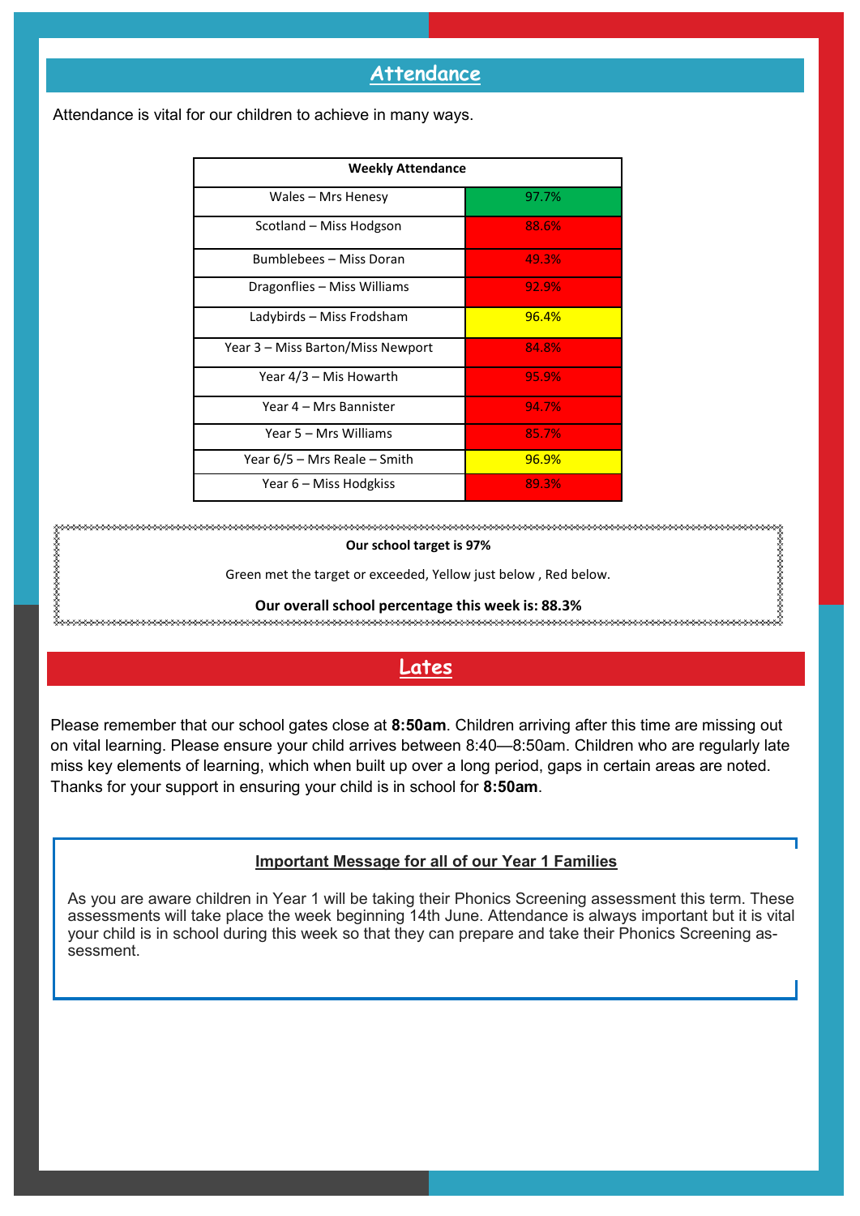## Attendance

Attendance is vital for our children to achieve in many ways.

| Weekly Attendance | |
|---|---|
| Wales – Mrs Henesy | 97.7% |
| Scotland – Miss Hodgson | 88.6% |
| Bumblebees – Miss Doran | 49.3% |
| Dragonflies – Miss Williams | 92.9% |
| Ladybirds – Miss Frodsham | 96.4% |
| Year 3 – Miss Barton/Miss Newport | 84.8% |
| Year 4/3 – Mis Howarth | 95.9% |
| Year 4 – Mrs Bannister | 94.7% |
| Year 5 – Mrs Williams | 85.7% |
| Year 6/5 – Mrs Reale – Smith | 96.9% |
| Year 6 – Miss Hodgkiss | 89.3% |

**Our school target is 97%**

Green met the target or exceeded, Yellow just below , Red below.

**Our overall school percentage this week is: 88.3%**

## Lates

Please remember that our school gates close at **8:50am**. Children arriving after this time are missing out on vital learning. Please ensure your child arrives between 8:40—8:50am. Children who are regularly late miss key elements of learning, which when built up over a long period, gaps in certain areas are noted. Thanks for your support in ensuring your child is in school for **8:50am**.

**Important Message for all of our Year 1 Families**

As you are aware children in Year 1 will be taking their Phonics Screening assessment this term. These assessments will take place the week beginning 14th June. Attendance is always important but it is vital your child is in school during this week so that they can prepare and take their Phonics Screening assessment.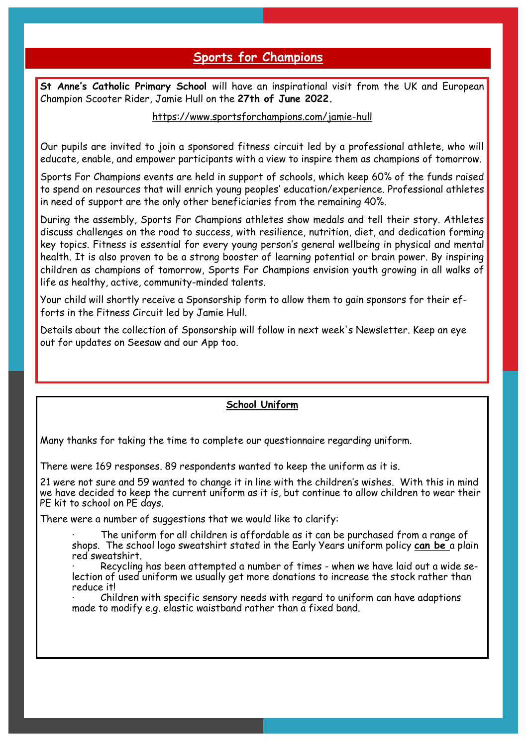## Sports for Champions

**St Anne's Catholic Primary School** will have an inspirational visit from the UK and European Champion Scooter Rider, Jamie Hull on the **27th of June 2022.**

https://www.sportsforchampions.com/jamie-hull

Our pupils are invited to join a sponsored fitness circuit led by a professional athlete, who will educate, enable, and empower participants with a view to inspire them as champions of tomorrow.

Sports For Champions events are held in support of schools, which keep 60% of the funds raised to spend on resources that will enrich young peoples' education/experience. Professional athletes in need of support are the only other beneficiaries from the remaining 40%.

During the assembly, Sports For Champions athletes show medals and tell their story. Athletes discuss challenges on the road to success, with resilience, nutrition, diet, and dedication forming key topics. Fitness is essential for every young person's general wellbeing in physical and mental health. It is also proven to be a strong booster of learning potential or brain power. By inspiring children as champions of tomorrow, Sports For Champions envision youth growing in all walks of life as healthy, active, community-minded talents.

Your child will shortly receive a Sponsorship form to allow them to gain sponsors for their efforts in the Fitness Circuit led by Jamie Hull.

Details about the collection of Sponsorship will follow in next week's Newsletter. Keep an eye out for updates on Seesaw and our App too.

### School Uniform

Many thanks for taking the time to complete our questionnaire regarding uniform.

There were 169 responses. 89 respondents wanted to keep the uniform as it is.

21 were not sure and 59 wanted to change it in line with the children's wishes. With this in mind we have decided to keep the current uniform as it is, but continue to allow children to wear their PE kit to school on PE days.

There were a number of suggestions that we would like to clarify:

- The uniform for all children is affordable as it can be purchased from a range of shops. The school logo sweatshirt stated in the Early Years uniform policy **can be** a plain red sweatshirt.
- Recycling has been attempted a number of times - when we have laid out a wide selection of used uniform we usually get more donations to increase the stock rather than reduce it!
- Children with specific sensory needs with regard to uniform can have adaptions made to modify e.g. elastic waistband rather than a fixed band.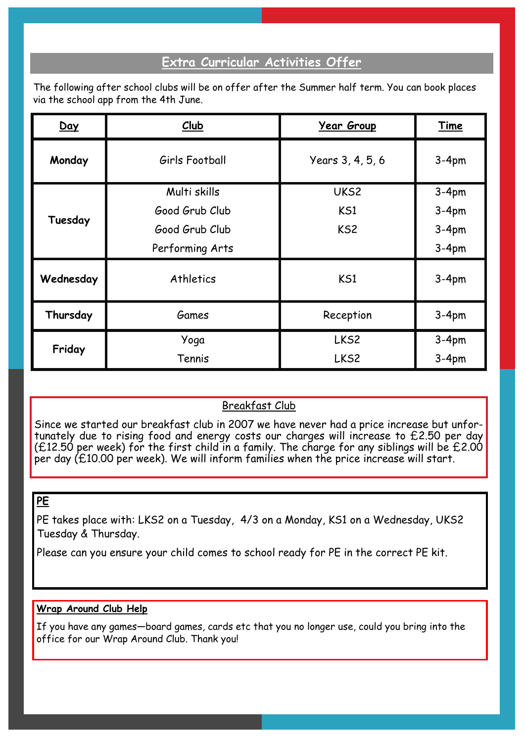## Extra Curricular Activities Offer

The following after school clubs will be on offer after the Summer half term. You can book places via the school app from the 4th June.

| Day | Club | Year Group | Time |
|---|---|---|---|
| **Monday** | Girls Football | Years 3, 4, 5, 6 | 3-4pm |
| **Tuesday** | Multi skills | UKS2 | 3-4pm |
| | Good Grub Club | KS1 | 3-4pm |
| | Good Grub Club | KS2 | 3-4pm |
| | Performing Arts | | 3-4pm |
| **Wednesday** | Athletics | KS1 | 3-4pm |
| **Thursday** | Games | Reception | 3-4pm |
| **Friday** | Yoga | LKS2 | 3-4pm |
| | Tennis | LKS2 | 3-4pm |

### Breakfast Club

Since we started our breakfast club in 2007 we have never had a price increase but unfortunately due to rising food and energy costs our charges will increase to £2.50 per day (£12.50 per week) for the first child in a family. The charge for any siblings will be £2.00 per day (£10.00 per week). We will inform families when the price increase will start.

### PE

PE takes place with: LKS2 on a Tuesday, 4/3 on a Monday, KS1 on a Wednesday, UKS2 Tuesday & Thursday.

Please can you ensure your child comes to school ready for PE in the correct PE kit.

### Wrap Around Club Help

If you have any games—board games, cards etc that you no longer use, could you bring into the office for our Wrap Around Club. Thank you!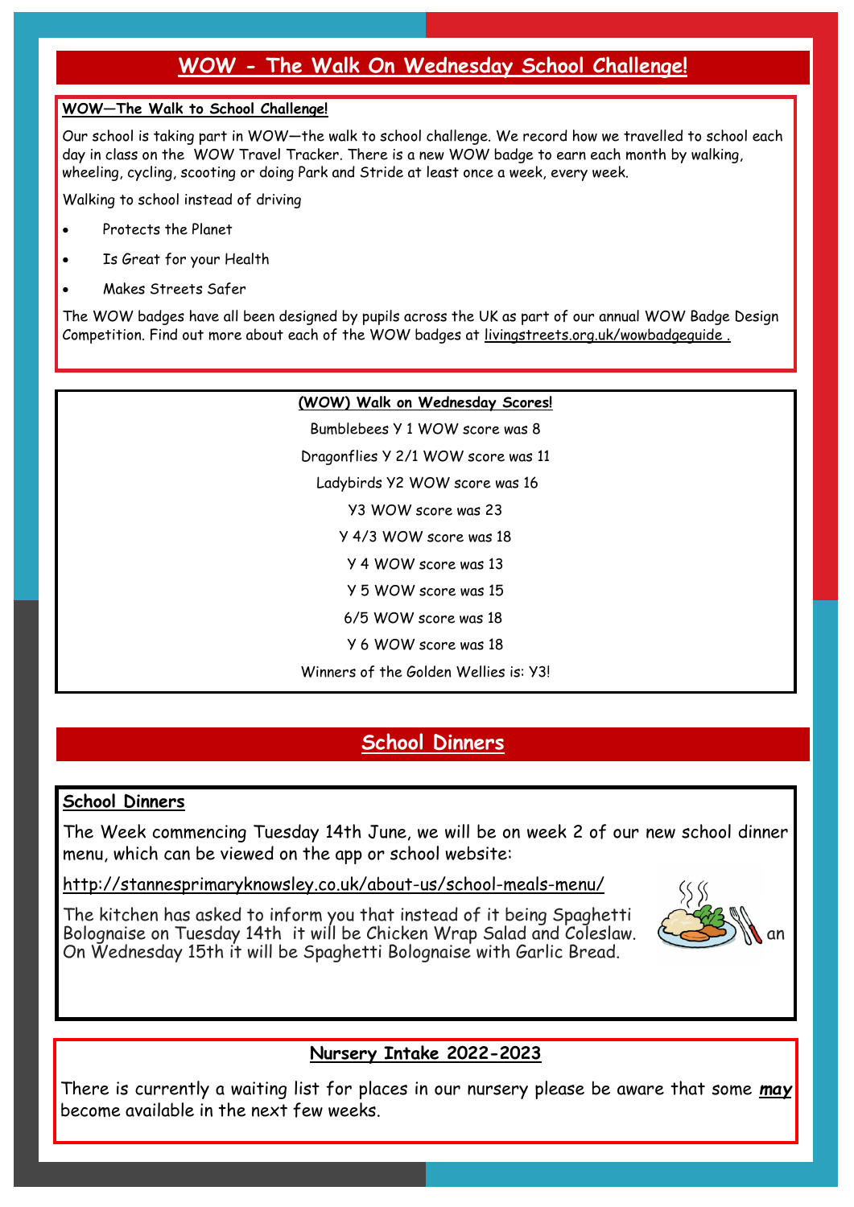# WOW - The Walk On Wednesday School Challenge!

**WOW—The Walk to School Challenge!**

Our school is taking part in WOW—the walk to school challenge. We record how we travelled to school each day in class on the WOW Travel Tracker. There is a new WOW badge to earn each month by walking, wheeling, cycling, scooting or doing Park and Stride at least once a week, every week.

Walking to school instead of driving

- Protects the Planet
- Is Great for your Health
- Makes Streets Safer

The WOW badges have all been designed by pupils across the UK as part of our annual WOW Badge Design Competition. Find out more about each of the WOW badges at livingstreets.org.uk/wowbadgeguide .

**(WOW) Walk on Wednesday Scores!**

Bumblebees Y 1 WOW score was 8

Dragonflies Y 2/1 WOW score was 11

Ladybirds Y2 WOW score was 16

Y3 WOW score was 23

Y 4/3 WOW score was 18

Y 4 WOW score was 13

Y 5 WOW score was 15

6/5 WOW score was 18

Y 6 WOW score was 18

Winners of the Golden Wellies is: Y3!

# School Dinners

**School Dinners**

The Week commencing Tuesday 14th June, we will be on week 2 of our new school dinner menu, which can be viewed on the app or school website:

http://stannesprimaryknowsley.co.uk/about-us/school-meals-menu/

The kitchen has asked to inform you that instead of it being Spaghetti Bolognaise on Tuesday 14th it will be Chicken Wrap Salad and Coleslaw. an On Wednesday 15th it will be Spaghetti Bolognaise with Garlic Bread.

**Nursery Intake 2022-2023**

There is currently a waiting list for places in our nursery please be aware that some ***may*** become available in the next few weeks.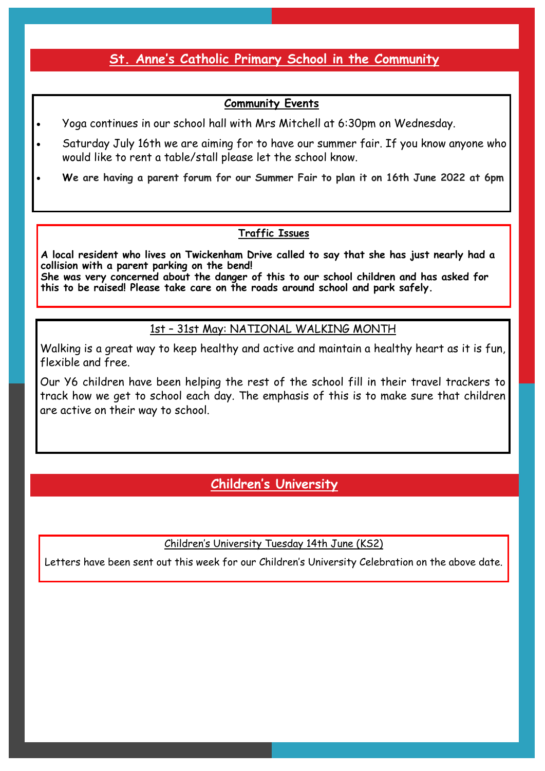## St. Anne's Catholic Primary School in the Community

### Community Events

- Yoga continues in our school hall with Mrs Mitchell at 6:30pm on Wednesday.
- Saturday July 16th we are aiming for to have our summer fair. If you know anyone who would like to rent a table/stall please let the school know.
- **We are having a parent forum for our Summer Fair to plan it on 16th June 2022 at 6pm**

### Traffic Issues

**A local resident who lives on Twickenham Drive called to say that she has just nearly had a collision with a parent parking on the bend!**
**She was very concerned about the danger of this to our school children and has asked for this to be raised! Please take care on the roads around school and park safely.**

### 1st – 31st May: NATIONAL WALKING MONTH

Walking is a great way to keep healthy and active and maintain a healthy heart as it is fun, flexible and free.

Our Y6 children have been helping the rest of the school fill in their travel trackers to track how we get to school each day. The emphasis of this is to make sure that children are active on their way to school.

## Children's University

### Children's University Tuesday 14th June (KS2)

Letters have been sent out this week for our Children's University Celebration on the above date.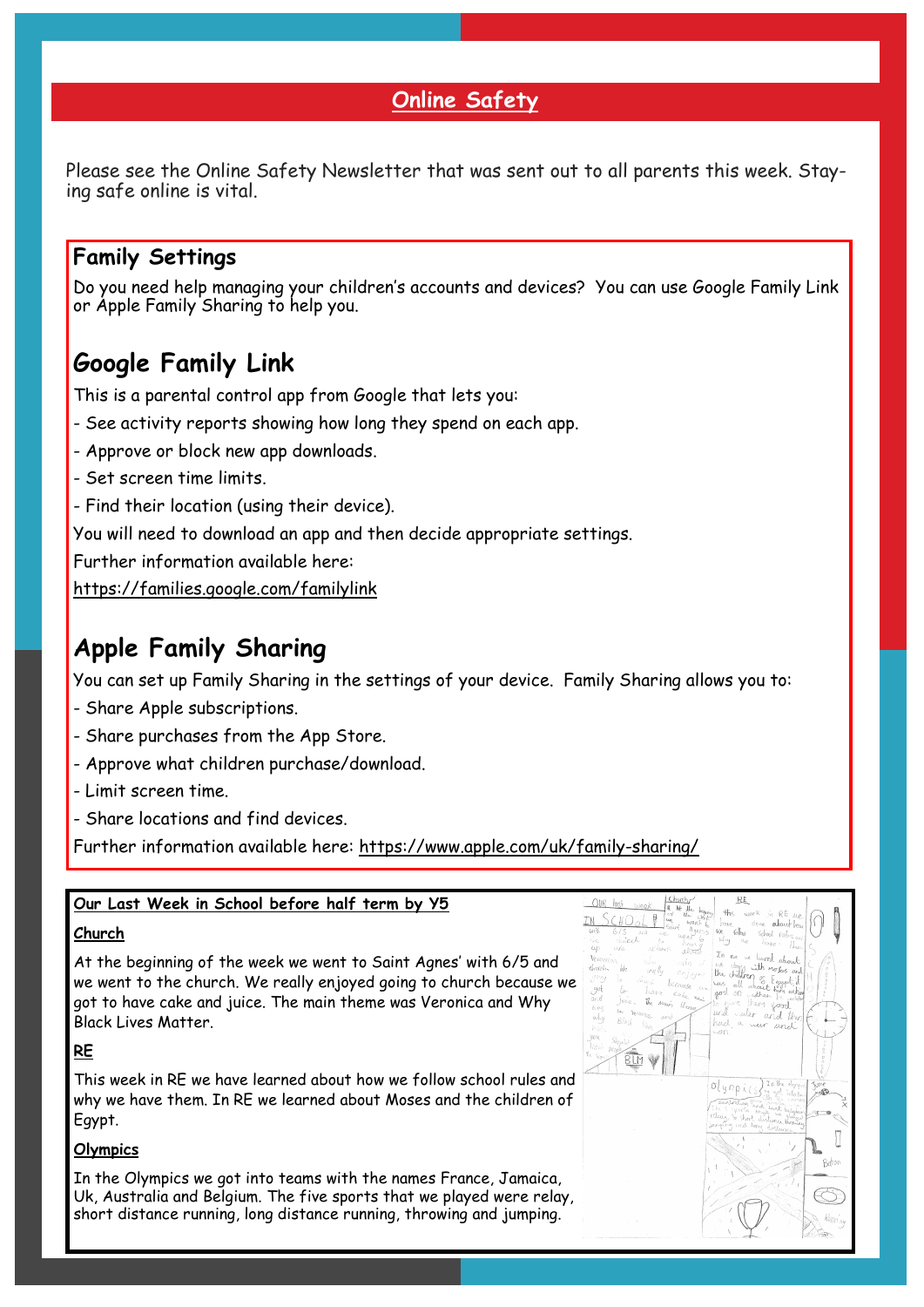## Online Safety

Please see the Online Safety Newsletter that was sent out to all parents this week. Staying safe online is vital.

### Family Settings

Do you need help managing your children's accounts and devices? You can use Google Family Link or Apple Family Sharing to help you.

## Google Family Link

This is a parental control app from Google that lets you:

- See activity reports showing how long they spend on each app.
- Approve or block new app downloads.
- Set screen time limits.
- Find their location (using their device).

You will need to download an app and then decide appropriate settings.

Further information available here:

https://families.google.com/familylink

## Apple Family Sharing

You can set up Family Sharing in the settings of your device. Family Sharing allows you to:

- Share Apple subscriptions.
- Share purchases from the App Store.
- Approve what children purchase/download.
- Limit screen time.
- Share locations and find devices.

Further information available here: https://www.apple.com/uk/family-sharing/

**Our Last Week in School before half term by Y5**

**Church**

At the beginning of the week we went to Saint Agnes' with 6/5 and we went to the church. We really enjoyed going to church because we got to have cake and juice. The main theme was Veronica and Why Black Lives Matter.

**RE**

This week in RE we have learned about how we follow school rules and why we have them. In RE we learned about Moses and the children of Egypt.

**Olympics**

In the Olympics we got into teams with the names France, Jamaica, Uk, Australia and Belgium. The five sports that we played were relay, short distance running, long distance running, throwing and jumping.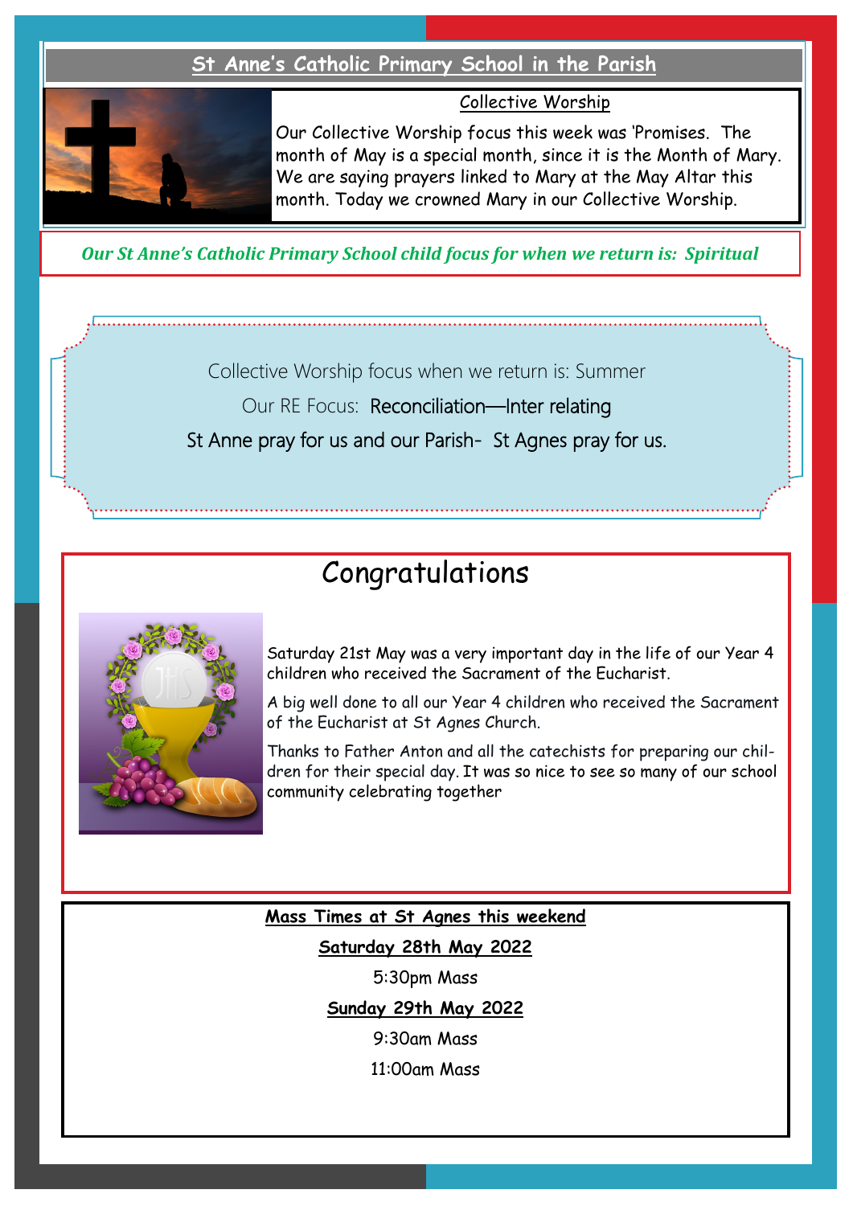## St Anne's Catholic Primary School in the Parish

### Collective Worship

Our Collective Worship focus this week was 'Promises. The month of May is a special month, since it is the Month of Mary. We are saying prayers linked to Mary at the May Altar this month. Today we crowned Mary in our Collective Worship.

***Our St Anne's Catholic Primary School child focus for when we return is: Spiritual***

Collective Worship focus when we return is: Summer

Our RE Focus: Reconciliation—Inter relating

St Anne pray for us and our Parish- St Agnes pray for us.

## Congratulations

Saturday 21st May was a very important day in the life of our Year 4 children who received the Sacrament of the Eucharist.

A big well done to all our Year 4 children who received the Sacrament of the Eucharist at St Agnes Church.

Thanks to Father Anton and all the catechists for preparing our children for their special day. It was so nice to see so many of our school community celebrating together

**Mass Times at St Agnes this weekend**

**Saturday 28th May 2022**

5:30pm Mass

**Sunday 29th May 2022**

9:30am Mass

11:00am Mass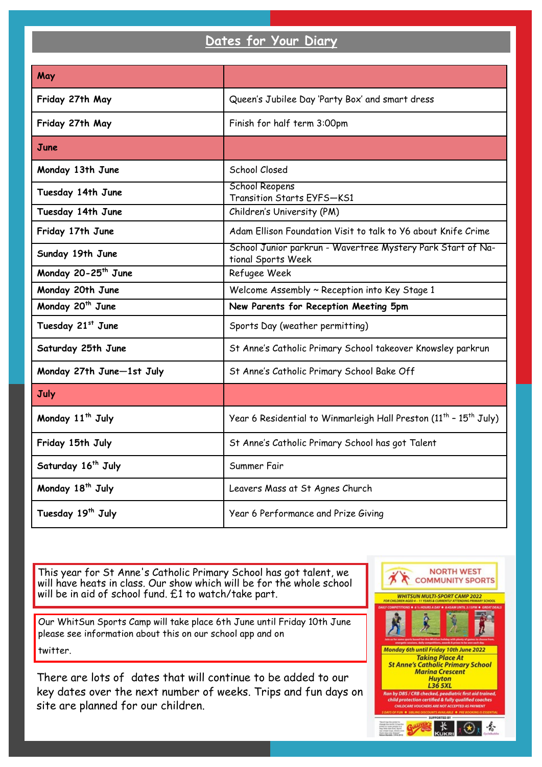## Dates for Your Diary

| | |
|---|---|
| **May** | |
| **Friday 27th May** | Queen's Jubilee Day 'Party Box' and smart dress |
| **Friday 27th May** | Finish for half term 3:00pm |
| **June** | |
| **Monday 13th June** | School Closed |
| **Tuesday 14th June** | School Reopens<br>Transition Starts EYFS—KS1 |
| **Tuesday 14th June** | Children's University (PM) |
| **Friday 17th June** | Adam Ellison Foundation Visit to talk to Y6 about Knife Crime |
| **Sunday 19th June** | School Junior parkrun - Wavertree Mystery Park Start of National Sports Week |
| **Monday 20-25th June** | Refugee Week |
| **Monday 20th June** | Welcome Assembly ~ Reception into Key Stage 1 |
| **Monday 20th June** | **New Parents for Reception Meeting 5pm** |
| **Tuesday 21st June** | Sports Day (weather permitting) |
| **Saturday 25th June** | St Anne's Catholic Primary School takeover Knowsley parkrun |
| **Monday 27th June—1st July** | St Anne's Catholic Primary School Bake Off |
| **July** | |
| **Monday 11th July** | Year 6 Residential to Winmarleigh Hall Preston (11th – 15th July) |
| **Friday 15th July** | St Anne's Catholic Primary School has got Talent |
| **Saturday 16th July** | Summer Fair |
| **Monday 18th July** | Leavers Mass at St Agnes Church |
| **Tuesday 19th July** | Year 6 Performance and Prize Giving |

This year for St Anne's Catholic Primary School has got talent, we will have heats in class. Our show which will be for the whole school will be in aid of school fund. £1 to watch/take part.

Our WhitSun Sports Camp will take place 6th June until Friday 10th June please see information about this on our school app and on twitter.

There are lots of dates that will continue to be added to our key dates over the next number of weeks. Trips and fun days on site are planned for our children.

NORTH WEST COMMUNITY SPORTS

WHITSUN MULTI-SPORT CAMP 2022

Monday 6th until Friday 10th June 2022

Taking Place At
St Anne's Catholic Primary School
Marina Crescent
Huyton
L36 5XL

Ran by DBS / CRB checked, peadiatric first aid trained, child protection certified & fully qualified coaches
CHILDCARE VOUCHERS ARE NOT ACCEPTED AS PAYMENT